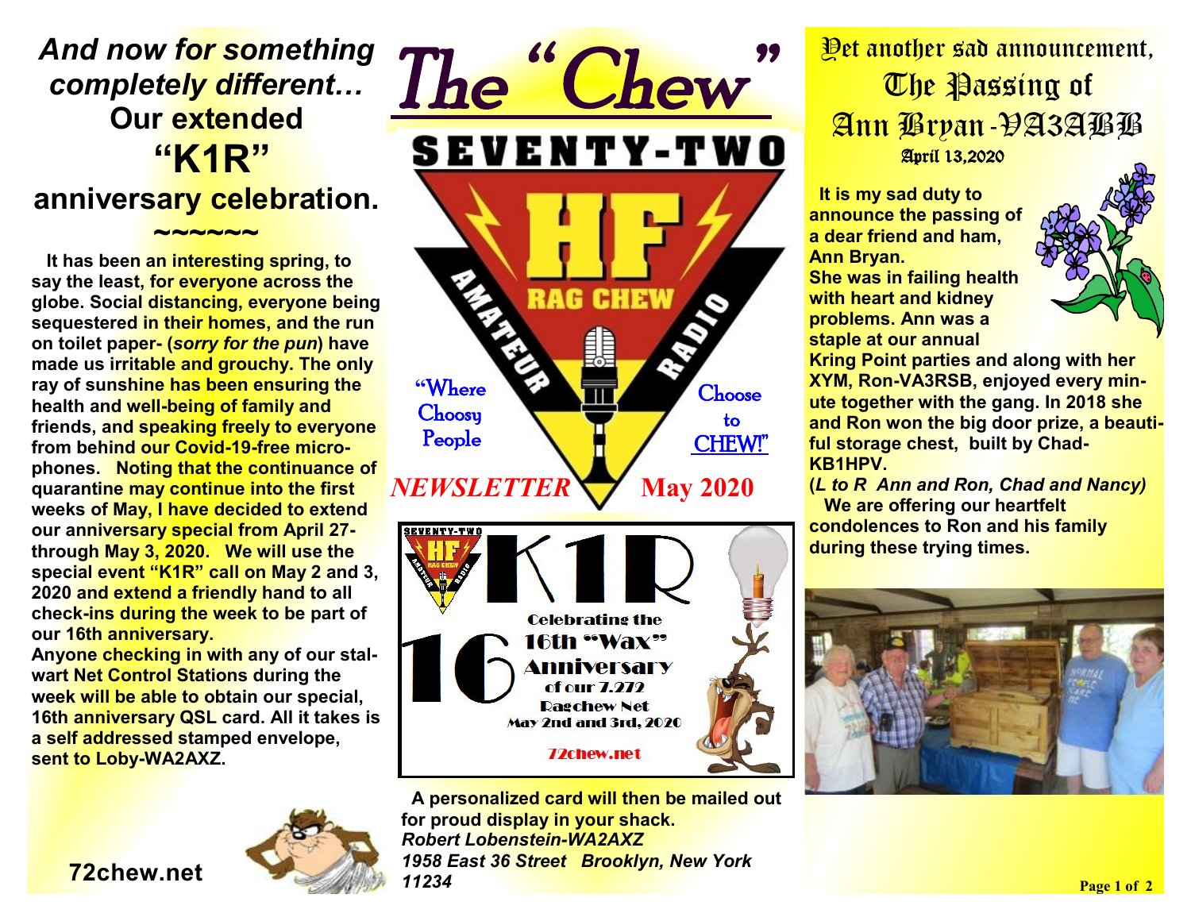# The "Chew"

SEVENTY-TWO HF AMATEUR RAG CHEW RADIO

"Where Choosy People Choose to CHEW!"

*NEWSLETTER* **May 2020**

## *And now for something completely different…* Our extended "K1R" anniversary celebration.

~~~~~~

**It has been an interesting spring, to say the least, for everyone across the globe. Social distancing, everyone being sequestered in their homes, and the run on toilet paper- (*sorry for the pun*) have made us irritable and grouchy. The only ray of sunshine has been ensuring the health and well-being of family and friends, and speaking freely to everyone from behind our Covid-19-free microphones. Noting that the continuance of quarantine may continue into the first weeks of May, I have decided to extend our anniversary special from April 27- through May 3, 2020. We will use the special event "K1R" call on May 2 and 3, 2020 and extend a friendly hand to all check-ins during the week to be part of our 16th anniversary.**

**Anyone checking in with any of our stalwart Net Control Stations during the week will be able to obtain our special, 16th anniversary QSL card. All it takes is a self addressed stamped envelope, sent to Loby-WA2AXZ.**

K1R

16 Celebrating the 16th "Wax" Anniversary of our 7.272 Ragchew Net May 2nd and 3rd, 2020

72chew.net

**A personalized card will then be mailed out for proud display in your shack.**

***Robert Lobenstein-WA2AXZ***
***1958 East 36 Street Brooklyn, New York 11234***

**72chew.net**

## Yet another sad announcement, The Passing of Ann Bryan-VA3ABB

April 13,2020

**It is my sad duty to announce the passing of a dear friend and ham, Ann Bryan.**

**She was in failing health with heart and kidney problems. Ann was a staple at our annual Kring Point parties and along with her XYM, Ron-VA3RSB, enjoyed every minute together with the gang. In 2018 she and Ron won the big door prize, a beautiful storage chest, built by Chad-KB1HPV.**

**(*L to R Ann and Ron, Chad and Nancy*)**

**We are offering our heartfelt condolences to Ron and his family during these trying times.**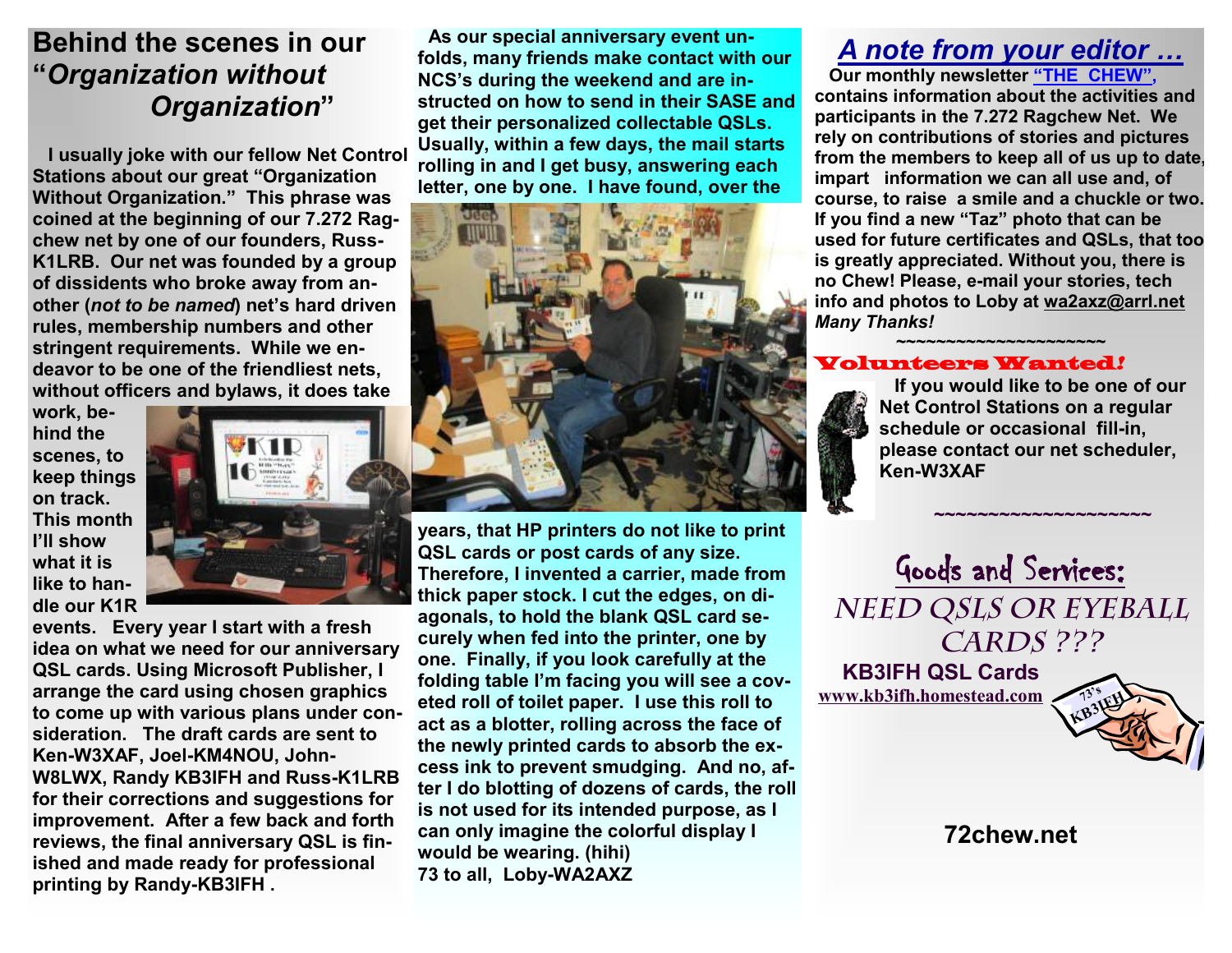## Behind the scenes in our "*Organization without Organization*"

**I usually joke with our fellow Net Control Stations about our great "Organization Without Organization." This phrase was coined at the beginning of our 7.272 Ragchew net by one of our founders, Russ-K1LRB. Our net was founded by a group of dissidents who broke away from another (*not to be named*) net's hard driven rules, membership numbers and other stringent requirements. While we endeavor to be one of the friendliest nets, without officers and bylaws, it does take work, behind the scenes, to keep things on track. This month I'll show what it is like to handle our K1R events. Every year I start with a fresh idea on what we need for our anniversary QSL cards. Using Microsoft Publisher, I arrange the card using chosen graphics to come up with various plans under consideration. The draft cards are sent to Ken-W3XAF, Joel-KM4NOU, John-W8LWX, Randy KB3IFH and Russ-K1LRB for their corrections and suggestions for improvement. After a few back and forth reviews, the final anniversary QSL is finished and made ready for professional printing by Randy-KB3IFH .**

**As our special anniversary event unfolds, many friends make contact with our NCS's during the weekend and are instructed on how to send in their SASE and get their personalized collectable QSLs. Usually, within a few days, the mail starts rolling in and I get busy, answering each letter, one by one. I have found, over the years, that HP printers do not like to print QSL cards or post cards of any size. Therefore, I invented a carrier, made from thick paper stock. I cut the edges, on diagonals, to hold the blank QSL card securely when fed into the printer, one by one. Finally, if you look carefully at the folding table I'm facing you will see a coveted roll of toilet paper. I use this roll to act as a blotter, rolling across the face of the newly printed cards to absorb the excess ink to prevent smudging. And no, after I do blotting of dozens of cards, the roll is not used for its intended purpose, as I can only imagine the colorful display I would be wearing. (hihi)**

**73 to all, Loby-WA2AXZ**

## *A note from your editor …*

**Our monthly newsletter "THE CHEW", contains information about the activities and participants in the 7.272 Ragchew Net. We rely on contributions of stories and pictures from the members to keep all of us up to date, impart information we can all use and, of course, to raise a smile and a chuckle or two. If you find a new "Taz" photo that can be used for future certificates and QSLs, that too is greatly appreciated. Without you, there is no Chew! Please, e-mail your stories, tech info and photos to Loby at wa2axz@arrl.net** ***Many Thanks!***

~~~~~~~~~~~~~~~~~~~~~~

## Volunteers Wanted!

**If you would like to be one of our Net Control Stations on a regular schedule or occasional fill-in, please contact our net scheduler, Ken-W3XAF**

~~~~~~~~~~~~~~~~~~~~~~

## Goods and Services:

### NEED QSLS OR EYEBALL CARDS ???

**KB3IFH QSL Cards**
**www.kb3ifh.homestead.com**

73's KB3IFH

**72chew.net**